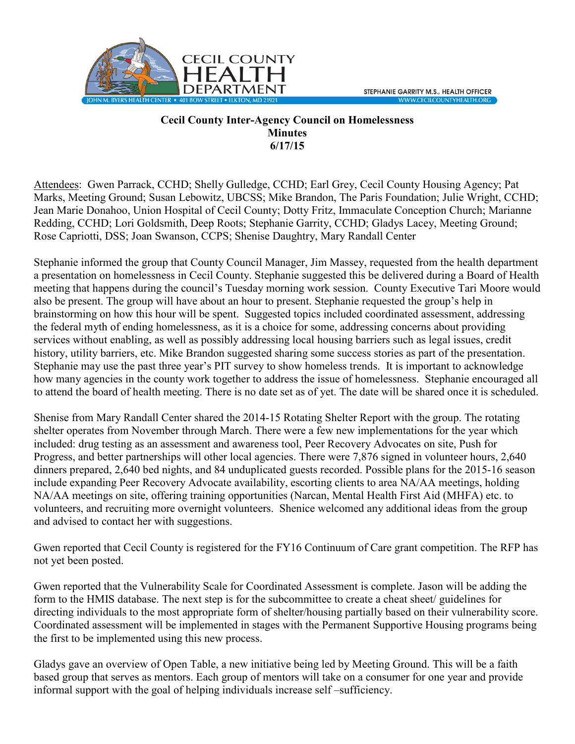CECIL COUNTY HEALTH DEPARTMENT

JOHN M. BYERS HEALTH CENTER • 401 BOW STREET • ELKTON, MD 21921

STEPHANIE GARRITY M.S., HEALTH OFFICER

WWW.CECILCOUNTYHEALTH.ORG

**Cecil County Inter-Agency Council on Homelessness**
**Minutes**
**6/17/15**

Attendees: Gwen Parrack, CCHD; Shelly Gulledge, CCHD; Earl Grey, Cecil County Housing Agency; Pat Marks, Meeting Ground; Susan Lebowitz, UBCSS; Mike Brandon, The Paris Foundation; Julie Wright, CCHD; Jean Marie Donahoo, Union Hospital of Cecil County; Dotty Fritz, Immaculate Conception Church; Marianne Redding, CCHD; Lori Goldsmith, Deep Roots; Stephanie Garrity, CCHD; Gladys Lacey, Meeting Ground; Rose Capriotti, DSS; Joan Swanson, CCPS; Shenise Daughtry, Mary Randall Center

Stephanie informed the group that County Council Manager, Jim Massey, requested from the health department a presentation on homelessness in Cecil County. Stephanie suggested this be delivered during a Board of Health meeting that happens during the council's Tuesday morning work session. County Executive Tari Moore would also be present. The group will have about an hour to present. Stephanie requested the group's help in brainstorming on how this hour will be spent. Suggested topics included coordinated assessment, addressing the federal myth of ending homelessness, as it is a choice for some, addressing concerns about providing services without enabling, as well as possibly addressing local housing barriers such as legal issues, credit history, utility barriers, etc. Mike Brandon suggested sharing some success stories as part of the presentation. Stephanie may use the past three year's PIT survey to show homeless trends. It is important to acknowledge how many agencies in the county work together to address the issue of homelessness. Stephanie encouraged all to attend the board of health meeting. There is no date set as of yet. The date will be shared once it is scheduled.

Shenise from Mary Randall Center shared the 2014-15 Rotating Shelter Report with the group. The rotating shelter operates from November through March. There were a few new implementations for the year which included: drug testing as an assessment and awareness tool, Peer Recovery Advocates on site, Push for Progress, and better partnerships will other local agencies. There were 7,876 signed in volunteer hours, 2,640 dinners prepared, 2,640 bed nights, and 84 unduplicated guests recorded. Possible plans for the 2015-16 season include expanding Peer Recovery Advocate availability, escorting clients to area NA/AA meetings, holding NA/AA meetings on site, offering training opportunities (Narcan, Mental Health First Aid (MHFA) etc. to volunteers, and recruiting more overnight volunteers. Shenice welcomed any additional ideas from the group and advised to contact her with suggestions.

Gwen reported that Cecil County is registered for the FY16 Continuum of Care grant competition. The RFP has not yet been posted.

Gwen reported that the Vulnerability Scale for Coordinated Assessment is complete. Jason will be adding the form to the HMIS database. The next step is for the subcommittee to create a cheat sheet/ guidelines for directing individuals to the most appropriate form of shelter/housing partially based on their vulnerability score. Coordinated assessment will be implemented in stages with the Permanent Supportive Housing programs being the first to be implemented using this new process.

Gladys gave an overview of Open Table, a new initiative being led by Meeting Ground. This will be a faith based group that serves as mentors. Each group of mentors will take on a consumer for one year and provide informal support with the goal of helping individuals increase self –sufficiency.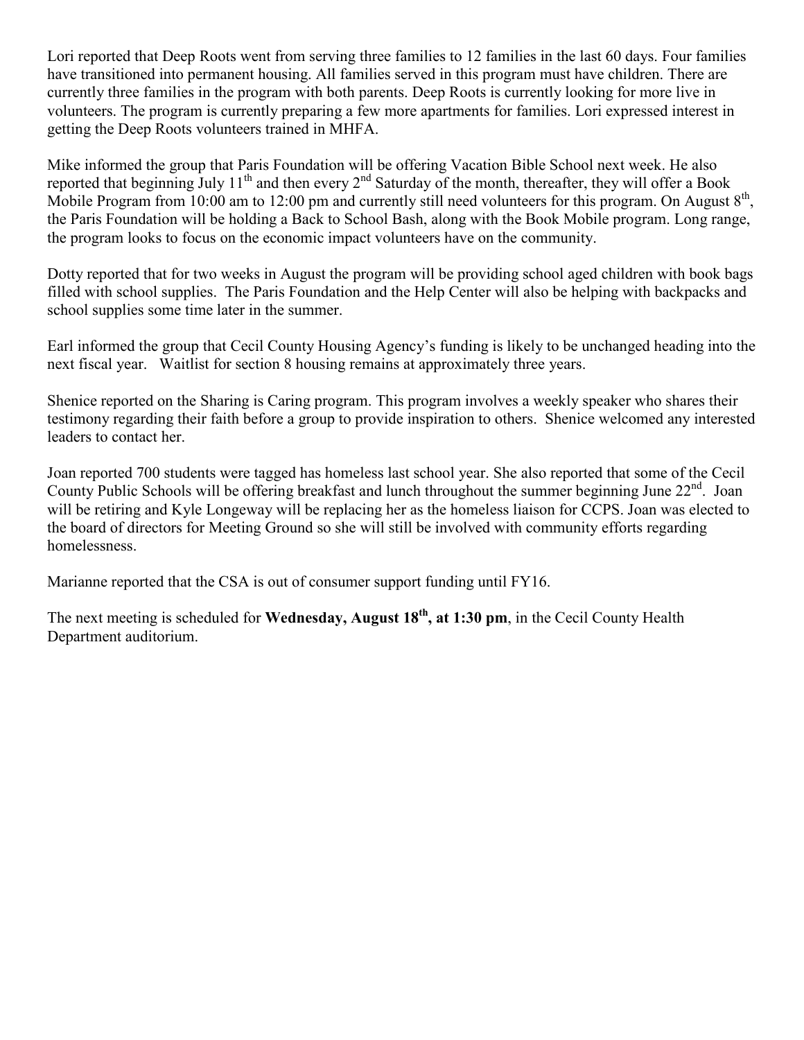Lori reported that Deep Roots went from serving three families to 12 families in the last 60 days. Four families have transitioned into permanent housing. All families served in this program must have children. There are currently three families in the program with both parents. Deep Roots is currently looking for more live in volunteers. The program is currently preparing a few more apartments for families. Lori expressed interest in getting the Deep Roots volunteers trained in MHFA.

Mike informed the group that Paris Foundation will be offering Vacation Bible School next week. He also reported that beginning July 11th and then every 2nd Saturday of the month, thereafter, they will offer a Book Mobile Program from 10:00 am to 12:00 pm and currently still need volunteers for this program. On August 8th, the Paris Foundation will be holding a Back to School Bash, along with the Book Mobile program. Long range, the program looks to focus on the economic impact volunteers have on the community.

Dotty reported that for two weeks in August the program will be providing school aged children with book bags filled with school supplies. The Paris Foundation and the Help Center will also be helping with backpacks and school supplies some time later in the summer.

Earl informed the group that Cecil County Housing Agency's funding is likely to be unchanged heading into the next fiscal year. Waitlist for section 8 housing remains at approximately three years.

Shenice reported on the Sharing is Caring program. This program involves a weekly speaker who shares their testimony regarding their faith before a group to provide inspiration to others. Shenice welcomed any interested leaders to contact her.

Joan reported 700 students were tagged has homeless last school year. She also reported that some of the Cecil County Public Schools will be offering breakfast and lunch throughout the summer beginning June 22nd. Joan will be retiring and Kyle Longeway will be replacing her as the homeless liaison for CCPS. Joan was elected to the board of directors for Meeting Ground so she will still be involved with community efforts regarding homelessness.

Marianne reported that the CSA is out of consumer support funding until FY16.

The next meeting is scheduled for **Wednesday, August 18th, at 1:30 pm**, in the Cecil County Health Department auditorium.